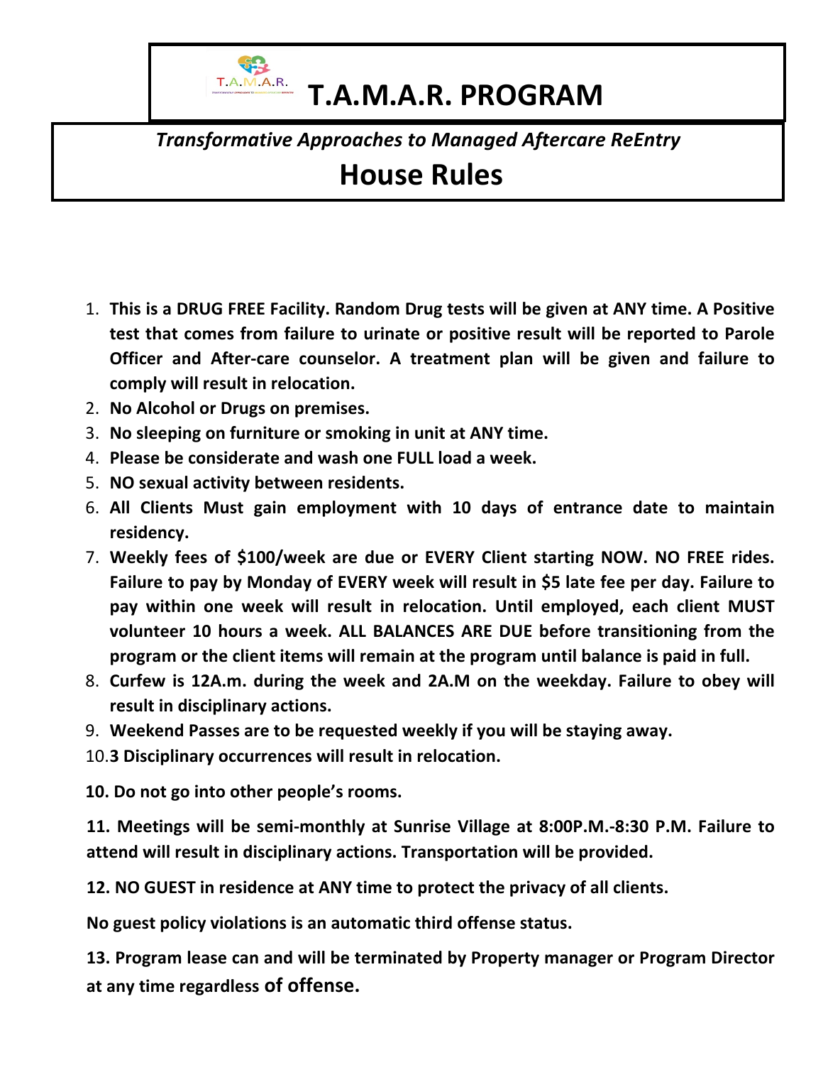# T.A.M.A.R. PROGRAM

*Transformative Approaches to Managed Aftercare ReEntry*

## House Rules

1. **This is a DRUG FREE Facility. Random Drug tests will be given at ANY time. A Positive test that comes from failure to urinate or positive result will be reported to Parole Officer and After-care counselor. A treatment plan will be given and failure to comply will result in relocation.**
2. **No Alcohol or Drugs on premises.**
3. **No sleeping on furniture or smoking in unit at ANY time.**
4. **Please be considerate and wash one FULL load a week.**
5. **NO sexual activity between residents.**
6. **All Clients Must gain employment with 10 days of entrance date to maintain residency.**
7. **Weekly fees of $100/week are due or EVERY Client starting NOW. NO FREE rides. Failure to pay by Monday of EVERY week will result in $5 late fee per day. Failure to pay within one week will result in relocation. Until employed, each client MUST volunteer 10 hours a week. ALL BALANCES ARE DUE before transitioning from the program or the client items will remain at the program until balance is paid in full.**
8. **Curfew is 12A.m. during the week and 2A.M on the weekday. Failure to obey will result in disciplinary actions.**
9. **Weekend Passes are to be requested weekly if you will be staying away.**
10. **3 Disciplinary occurrences will result in relocation.**

**10. Do not go into other people's rooms.**

**11. Meetings will be semi-monthly at Sunrise Village at 8:00P.M.-8:30 P.M. Failure to attend will result in disciplinary actions. Transportation will be provided.**

**12. NO GUEST in residence at ANY time to protect the privacy of all clients.**

**No guest policy violations is an automatic third offense status.**

**13. Program lease can and will be terminated by Property manager or Program Director at any time regardless of offense.**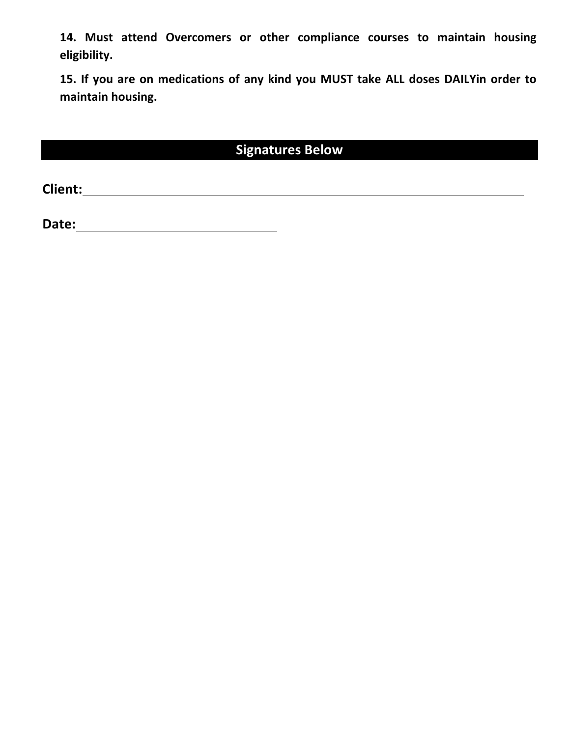**14. Must attend Overcomers or other compliance courses to maintain housing eligibility.**

**15. If you are on medications of any kind you MUST take ALL doses DAILYin order to maintain housing.**

## Signatures Below

**Client:** ____________________________________________

**Date:** ____________________